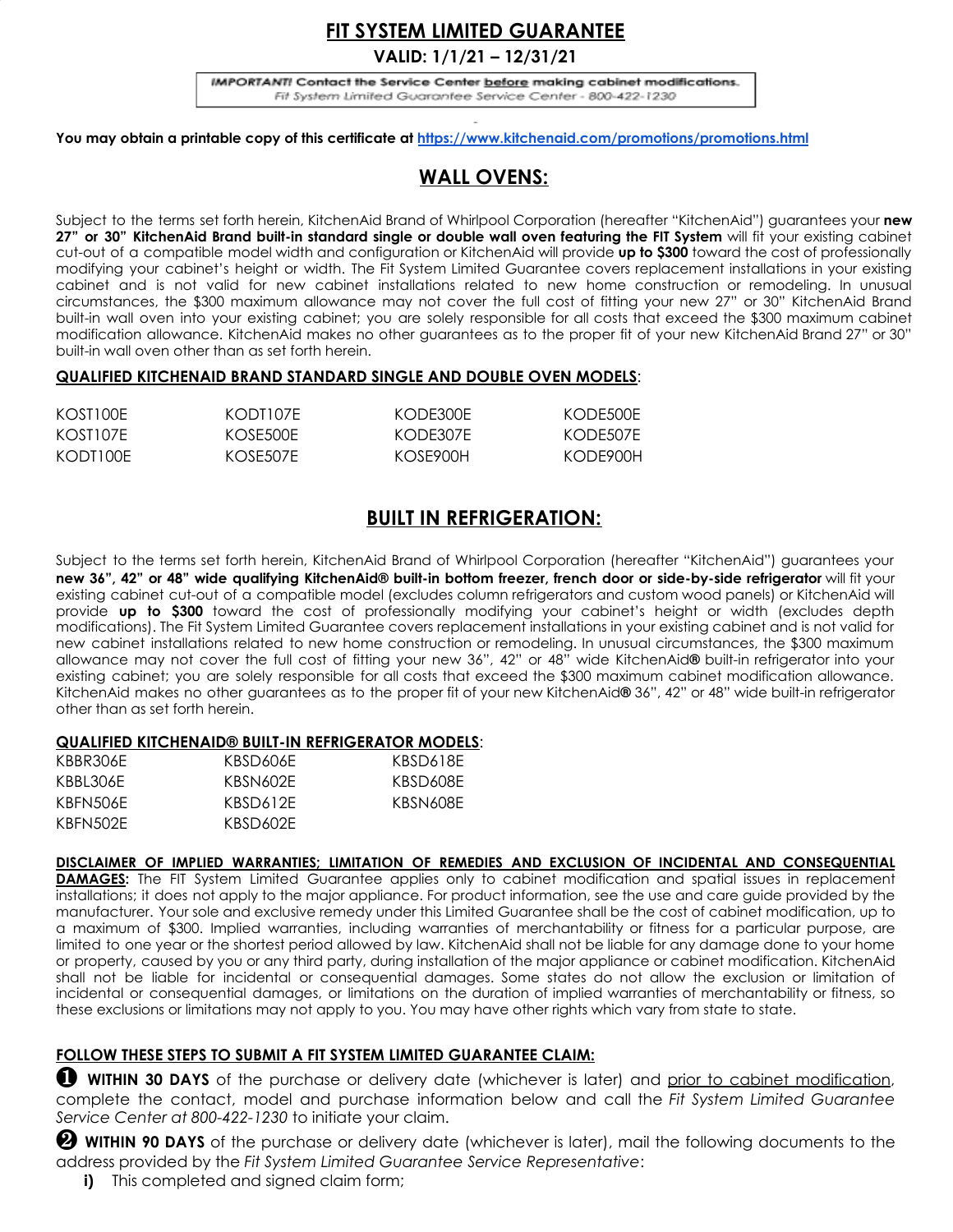# FIT SYSTEM LIMITED GUARANTEE

**VALID: 1/1/21 – 12/31/21**

***IMPORTANT!* Contact the Service Center before making cabinet modifications.**
*Fit System Limited Guarantee Service Center - 800-422-1230*

**You may obtain a printable copy of this certificate at https://www.kitchenaid.com/promotions/promotions.html**

## WALL OVENS:

Subject to the terms set forth herein, KitchenAid Brand of Whirlpool Corporation (hereafter "KitchenAid") guarantees your **new 27" or 30" KitchenAid Brand built-in standard single or double wall oven featuring the FIT System** will fit your existing cabinet cut-out of a compatible model width and configuration or KitchenAid will provide **up to $300** toward the cost of professionally modifying your cabinet's height or width. The Fit System Limited Guarantee covers replacement installations in your existing cabinet and is not valid for new cabinet installations related to new home construction or remodeling. In unusual circumstances, the $300 maximum allowance may not cover the full cost of fitting your new 27" or 30" KitchenAid Brand built-in wall oven into your existing cabinet; you are solely responsible for all costs that exceed the $300 maximum cabinet modification allowance. KitchenAid makes no other guarantees as to the proper fit of your new KitchenAid Brand 27" or 30" built-in wall oven other than as set forth herein.

**QUALIFIED KITCHENAID BRAND STANDARD SINGLE AND DOUBLE OVEN MODELS**:

| | | | |
|---|---|---|---|
| KOST100E | KODT107E | KODE300E | KODE500E |
| KOST107E | KOSE500E | KODE307E | KODE507E |
| KODT100E | KOSE507E | KOSE900H | KODE900H |

## BUILT IN REFRIGERATION:

Subject to the terms set forth herein, KitchenAid Brand of Whirlpool Corporation (hereafter "KitchenAid") guarantees your **new 36", 42" or 48" wide qualifying KitchenAid® built-in bottom freezer, french door or side-by-side refrigerator** will fit your existing cabinet cut-out of a compatible model (excludes column refrigerators and custom wood panels) or KitchenAid will provide **up to $300** toward the cost of professionally modifying your cabinet's height or width (excludes depth modifications). The Fit System Limited Guarantee covers replacement installations in your existing cabinet and is not valid for new cabinet installations related to new home construction or remodeling. In unusual circumstances, the $300 maximum allowance may not cover the full cost of fitting your new 36", 42" or 48" wide KitchenAid® built-in refrigerator into your existing cabinet; you are solely responsible for all costs that exceed the $300 maximum cabinet modification allowance. KitchenAid makes no other guarantees as to the proper fit of your new KitchenAid® 36", 42" or 48" wide built-in refrigerator other than as set forth herein.

**QUALIFIED KITCHENAID® BUILT-IN REFRIGERATOR MODELS**:

| | | |
|---|---|---|
| KBBR306E | KBSD606E | KBSD618E |
| KBBL306E | KBSN602E | KBSD608E |
| KBFN506E | KBSD612E | KBSN608E |
| KBFN502E | KBSD602E | |

**DISCLAIMER OF IMPLIED WARRANTIES; LIMITATION OF REMEDIES AND EXCLUSION OF INCIDENTAL AND CONSEQUENTIAL DAMAGES:** The FIT System Limited Guarantee applies only to cabinet modification and spatial issues in replacement installations; it does not apply to the major appliance. For product information, see the use and care guide provided by the manufacturer. Your sole and exclusive remedy under this Limited Guarantee shall be the cost of cabinet modification, up to a maximum of $300. Implied warranties, including warranties of merchantability or fitness for a particular purpose, are limited to one year or the shortest period allowed by law. KitchenAid shall not be liable for any damage done to your home or property, caused by you or any third party, during installation of the major appliance or cabinet modification. KitchenAid shall not be liable for incidental or consequential damages. Some states do not allow the exclusion or limitation of incidental or consequential damages, or limitations on the duration of implied warranties of merchantability or fitness, so these exclusions or limitations may not apply to you. You may have other rights which vary from state to state.

**FOLLOW THESE STEPS TO SUBMIT A FIT SYSTEM LIMITED GUARANTEE CLAIM:**

❶ **WITHIN 30 DAYS** of the purchase or delivery date (whichever is later) and prior to cabinet modification, complete the contact, model and purchase information below and call the *Fit System Limited Guarantee Service Center at 800-422-1230* to initiate your claim.

❷ **WITHIN 90 DAYS** of the purchase or delivery date (whichever is later), mail the following documents to the address provided by the *Fit System Limited Guarantee Service Representative*:

- **i)** This completed and signed claim form;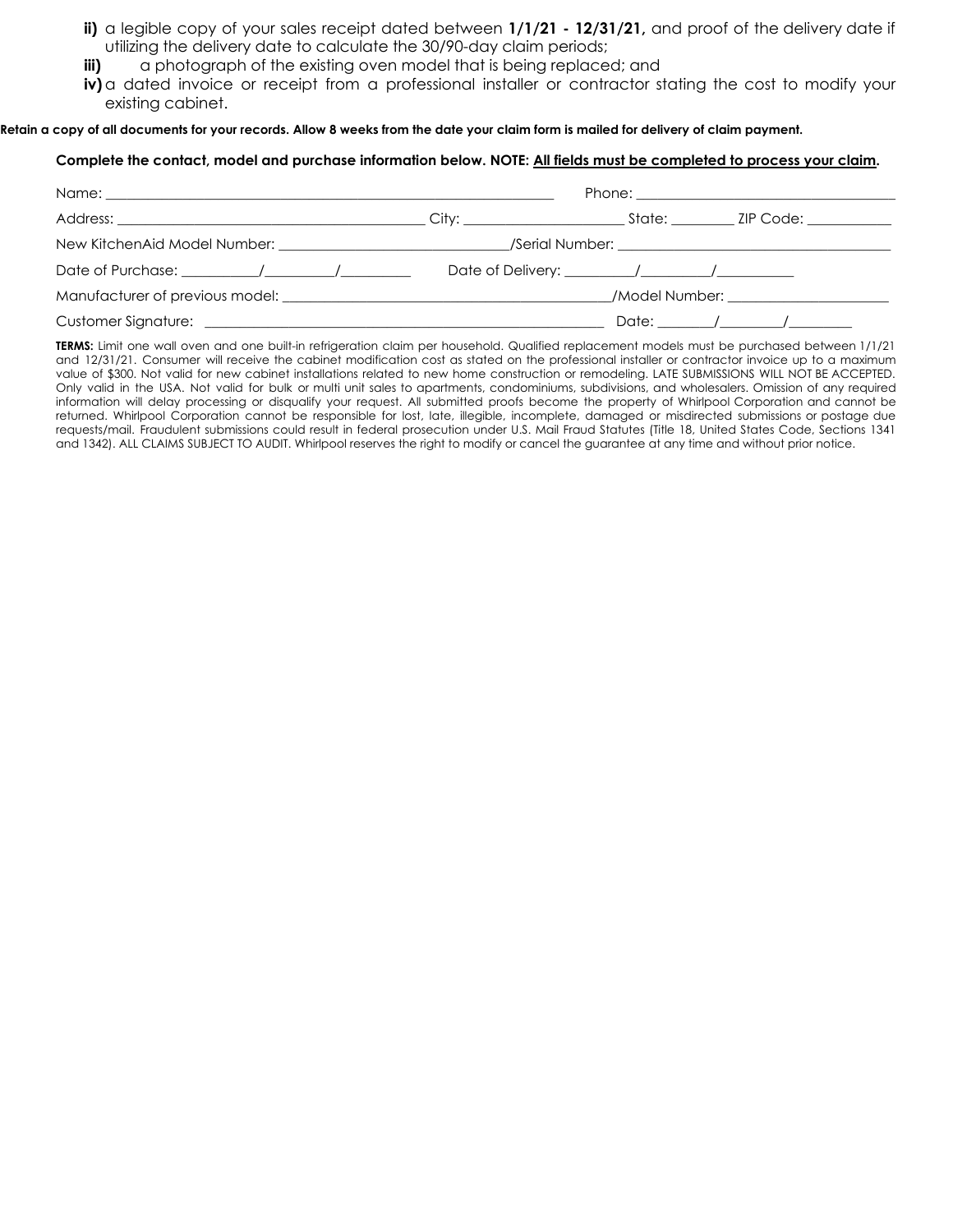- **ii)** a legible copy of your sales receipt dated between **1/1/21 - 12/31/21,** and proof of the delivery date if utilizing the delivery date to calculate the 30/90-day claim periods;
- **iii)** a photograph of the existing oven model that is being replaced; and
- **iv)** a dated invoice or receipt from a professional installer or contractor stating the cost to modify your existing cabinet.

**Retain a copy of all documents for your records. Allow 8 weeks from the date your claim form is mailed for delivery of claim payment.**

**Complete the contact, model and purchase information below. NOTE: All fields must be completed to process your claim.**

Name: ______________________________ Phone: ______________________________

Address: ______________________________ City: ____________________ State: ________ ZIP Code: __________

New KitchenAid Model Number: ______________________________/Serial Number: ______________________________

Date of Purchase: ________/________/________ Date of Delivery: ________/________/________

Manufacturer of previous model: ______________________________/Model Number: ____________________

Customer Signature: ______________________________ Date: ______/______/______

**TERMS:** Limit one wall oven and one built-in refrigeration claim per household. Qualified replacement models must be purchased between 1/1/21 and 12/31/21. Consumer will receive the cabinet modification cost as stated on the professional installer or contractor invoice up to a maximum value of $300. Not valid for new cabinet installations related to new home construction or remodeling. LATE SUBMISSIONS WILL NOT BE ACCEPTED. Only valid in the USA. Not valid for bulk or multi unit sales to apartments, condominiums, subdivisions, and wholesalers. Omission of any required information will delay processing or disqualify your request. All submitted proofs become the property of Whirlpool Corporation and cannot be returned. Whirlpool Corporation cannot be responsible for lost, late, illegible, incomplete, damaged or misdirected submissions or postage due requests/mail. Fraudulent submissions could result in federal prosecution under U.S. Mail Fraud Statutes (Title 18, United States Code, Sections 1341 and 1342). ALL CLAIMS SUBJECT TO AUDIT. Whirlpool reserves the right to modify or cancel the guarantee at any time and without prior notice.